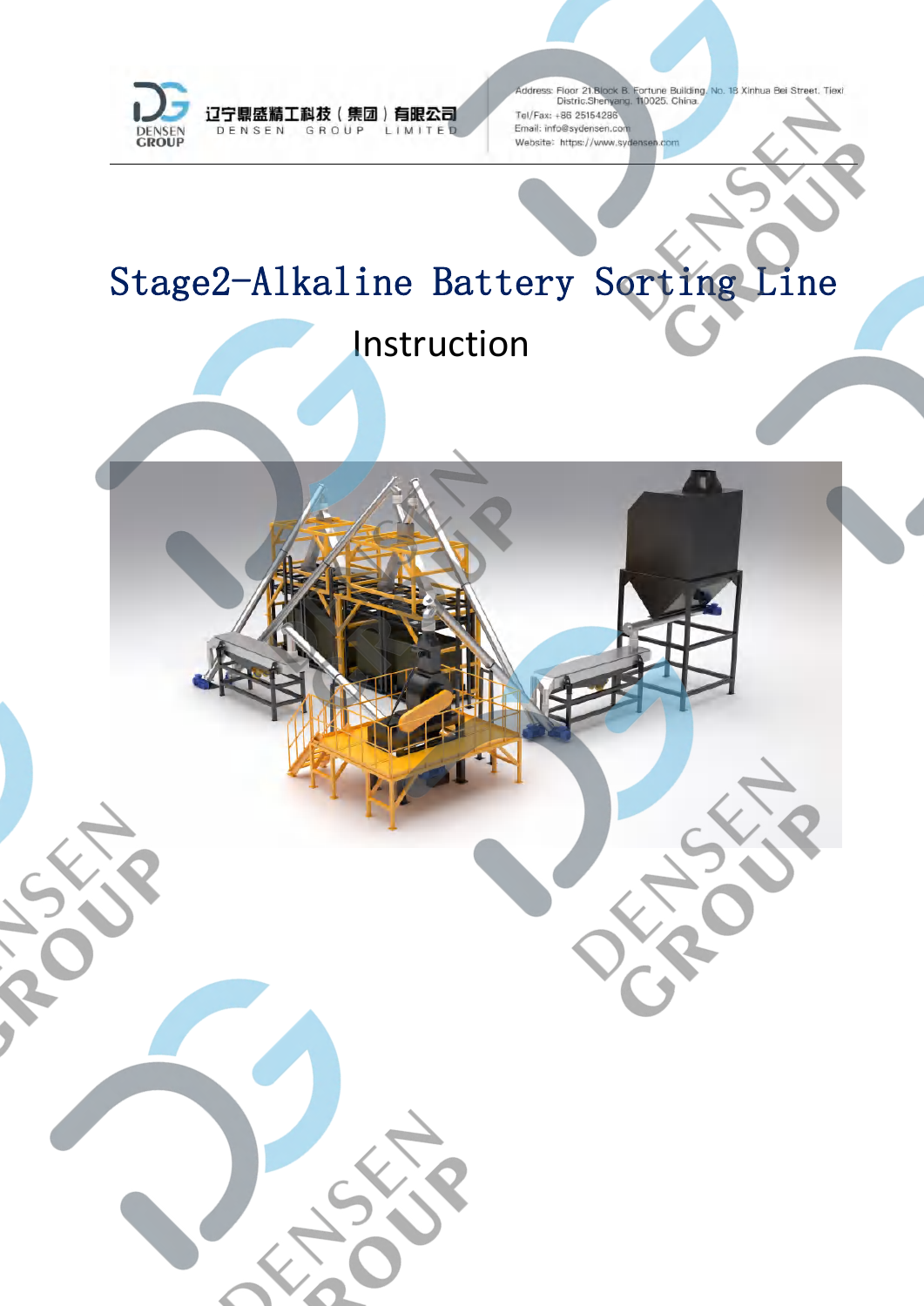辽宁鼎盛精工科技（集团）有限公司

DENSEN GROUP LIMITED

Address: Floor 21 Block B, Fortune Building, No. 18 Xinhua Bei Street, Tiexi Distric,Shenyang, 110025, China.

Tel/Fax: +86 25154286

Email: info@sydensen.com

Website: https://www.sydensen.com

# Stage2-Alkaline Battery Sorting Line

## Instruction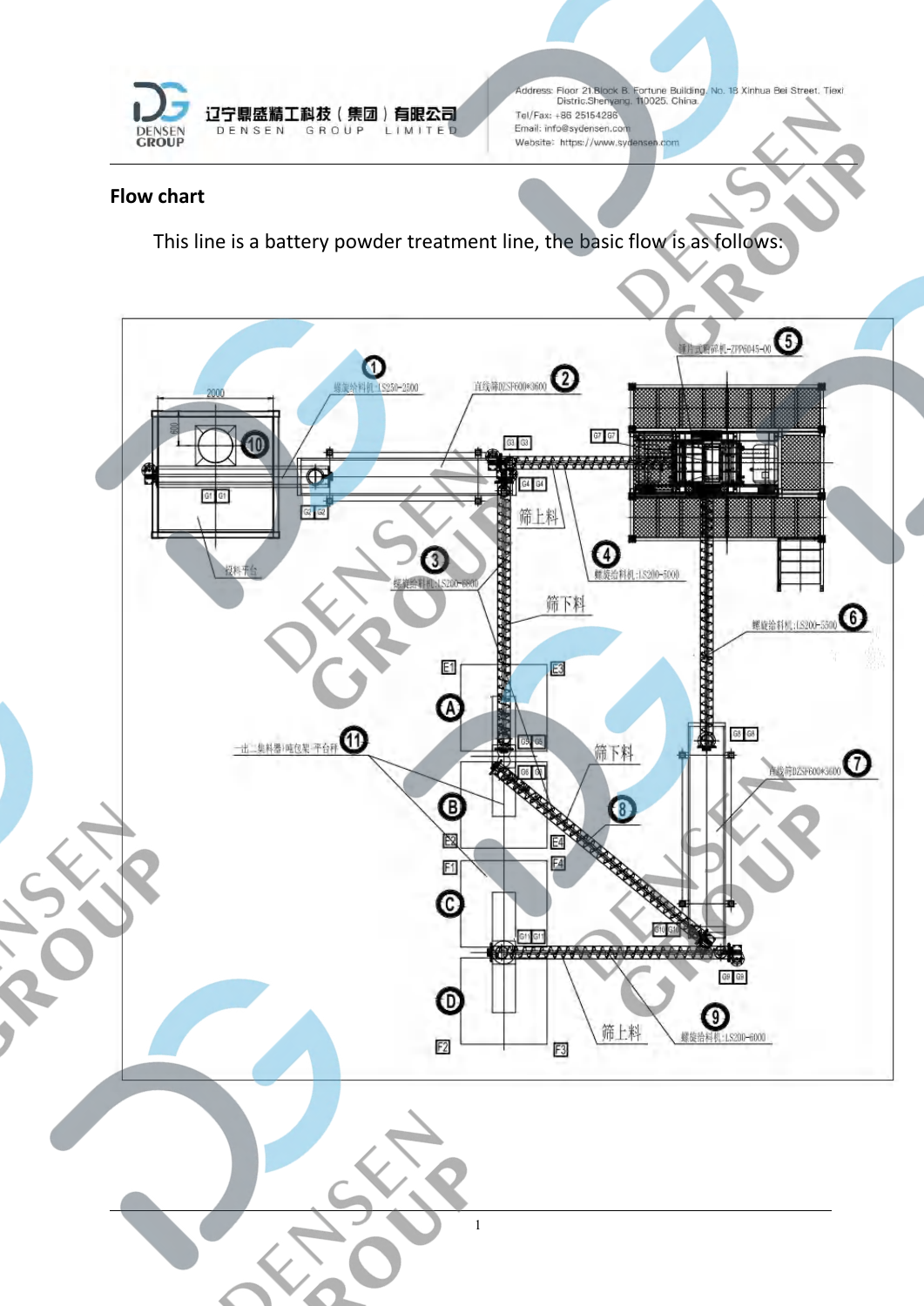## Flow chart

This line is a battery powder treatment line, the basic flow is as follows:

投料平台

① 螺旋给料机:LS250-2500

② 直线筛DZSF600*3600

③ 螺旋给料机:LS200-6800

④ 螺旋给料机:LS200-5000

⑤ 薄片式粉碎机-ZPP6045-00

⑥ 螺旋给料机:LS200-5500

⑦ 直线筛DZSF600*3600

⑧

⑨ 螺旋给料机:LS200-6000

⑩

⑪ 一出二集料器)吨包架+平台秤

筛上料

筛下料

筛下料

筛上料

A B C D

E1 E2 E3 E4

F1 F2 F3 F4

G1 G2 G3 G4 G5 G6 G7 G8 G9 G10 G11

2000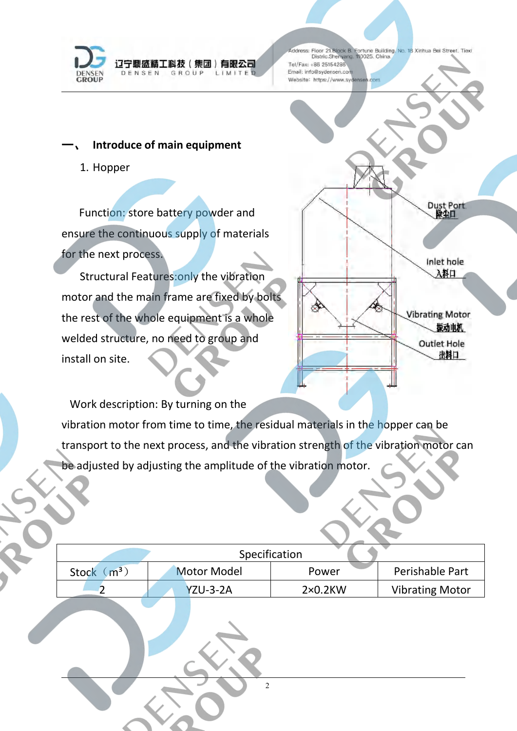# 一、 Introduce of main equipment

## 1. Hopper

Function: store battery powder and ensure the continuous supply of materials for the next process.

Structural Features:only the vibration motor and the main frame are fixed by bolts the rest of the whole equipment is a whole welded structure, no need to group and install on site.

Dust Port 除尘口

Inlet hole 入料口

Vibrating Motor 振动电机

Outlet Hole 出料口

Work description: By turning on the vibration motor from time to time, the residual materials in the hopper can be transport to the next process, and the vibration strength of the vibration motor can be adjusted by adjusting the amplitude of the vibration motor.

| Specification | | | |
|---|---|---|---|
| Stock（m³） | Motor Model | Power | Perishable Part |
| 2 | YZU-3-2A | 2×0.2KW | Vibrating Motor |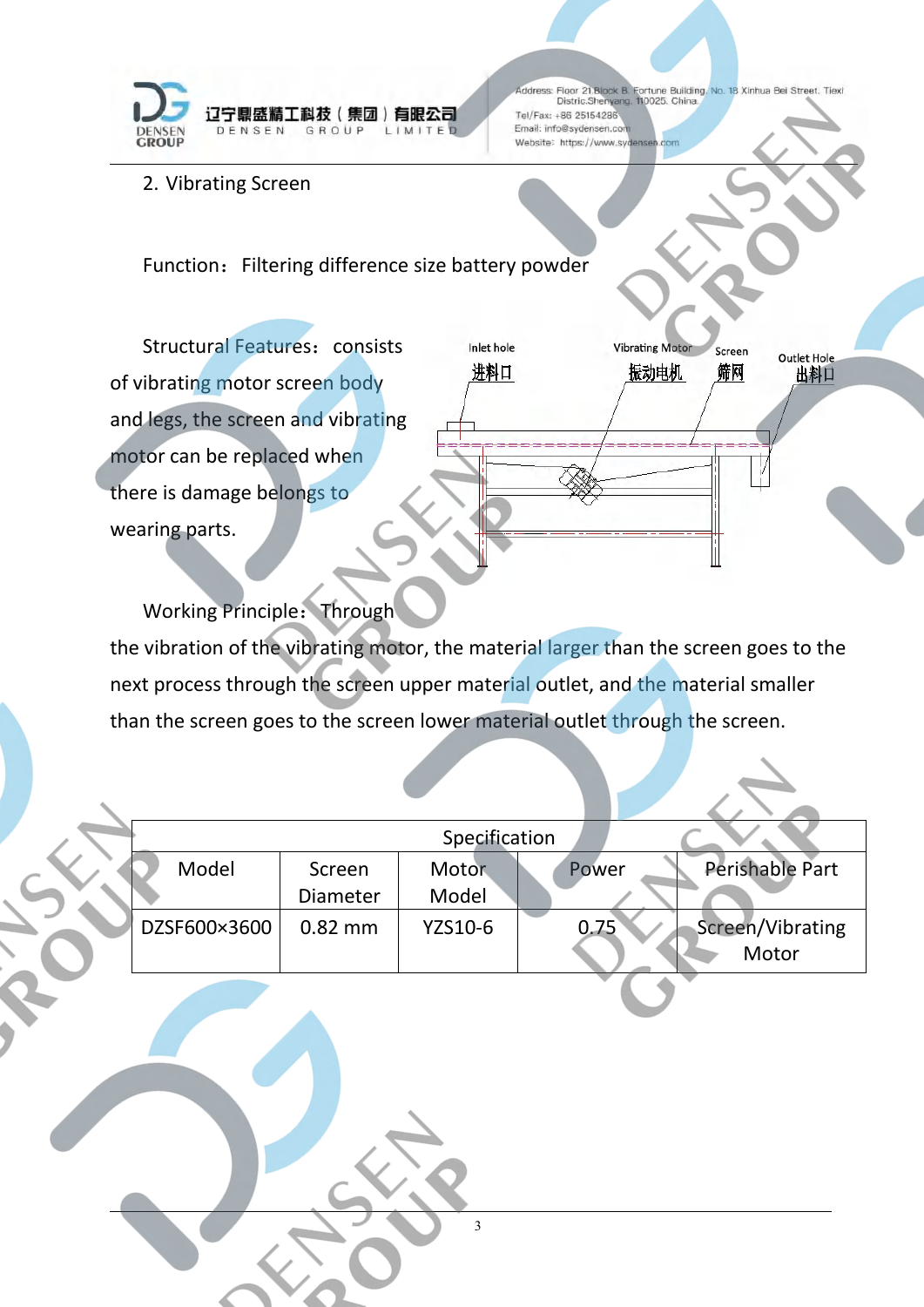## 2. Vibrating Screen

Function： Filtering difference size battery powder

Structural Features： consists of vibrating motor screen body and legs, the screen and vibrating motor can be replaced when there is damage belongs to wearing parts.

Working Principle： Through the vibration of the vibrating motor, the material larger than the screen goes to the next process through the screen upper material outlet, and the material smaller than the screen goes to the screen lower material outlet through the screen.

| Specification | | | | |
|---|---|---|---|---|
| Model | Screen Diameter | Motor Model | Power | Perishable Part |
| DZSF600×3600 | 0.82 mm | YZS10-6 | 0.75 | Screen/Vibrating Motor |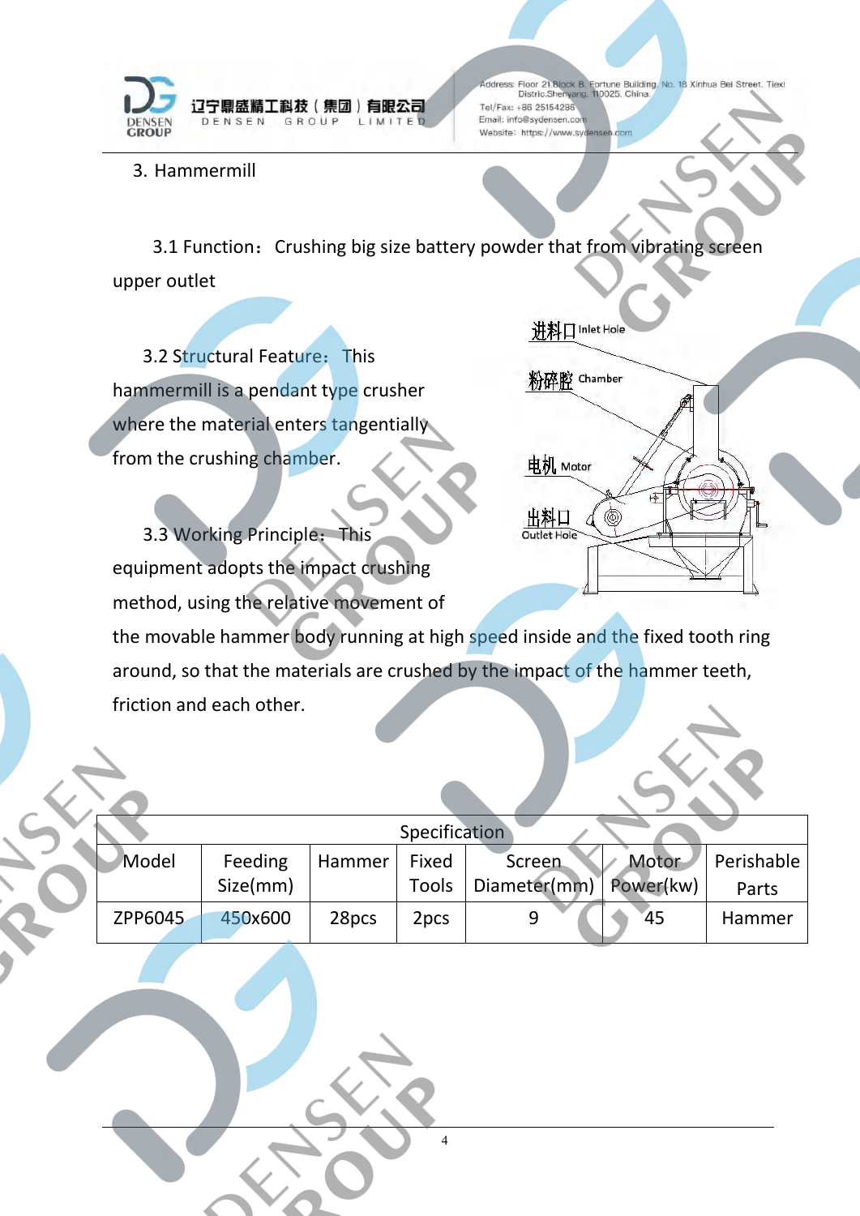3. Hammermill

3.1 Function：Crushing big size battery powder that from vibrating screen upper outlet

3.2 Structural Feature：This hammermill is a pendant type crusher where the material enters tangentially from the crushing chamber.

3.3 Working Principle：This equipment adopts the impact crushing method, using the relative movement of the movable hammer body running at high speed inside and the fixed tooth ring around, so that the materials are crushed by the impact of the hammer teeth, friction and each other.

| Specification | | | | | | |
|---|---|---|---|---|---|---|
| Model | Feeding Size(mm) | Hammer | Fixed Tools | Screen Diameter(mm) | Motor Power(kw) | Perishable Parts |
| ZPP6045 | 450x600 | 28pcs | 2pcs | 9 | 45 | Hammer |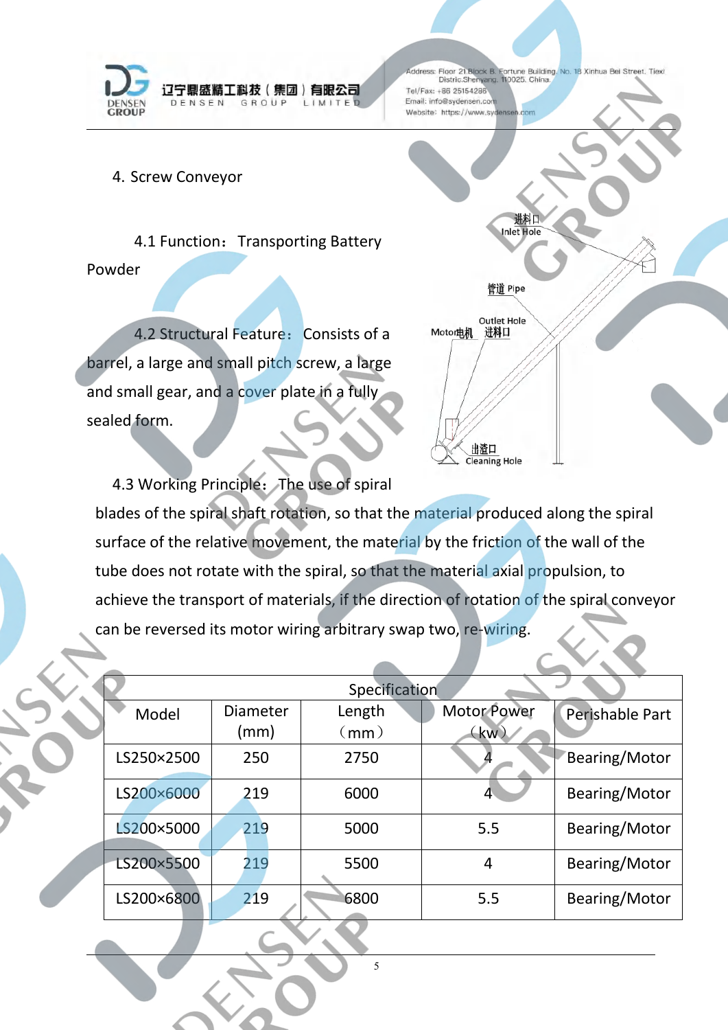## 4. Screw Conveyor

4.1 Function： Transporting Battery Powder

4.2 Structural Feature： Consists of a barrel, a large and small pitch screw, a large and small gear, and a cover plate in a fully sealed form.

4.3 Working Principle： The use of spiral blades of the spiral shaft rotation, so that the material produced along the spiral surface of the relative movement, the material by the friction of the wall of the tube does not rotate with the spiral, so that the material axial propulsion, to achieve the transport of materials, if the direction of rotation of the spiral conveyor can be reversed its motor wiring arbitrary swap two, re-wiring.

| Specification | | | | |
|---|---|---|---|---|
| Model | Diameter (mm) | Length （mm） | Motor Power （kw） | Perishable Part |
| LS250×2500 | 250 | 2750 | 4 | Bearing/Motor |
| LS200×6000 | 219 | 6000 | 4 | Bearing/Motor |
| LS200×5000 | 219 | 5000 | 5.5 | Bearing/Motor |
| LS200×5500 | 219 | 5500 | 4 | Bearing/Motor |
| LS200×6800 | 219 | 6800 | 5.5 | Bearing/Motor |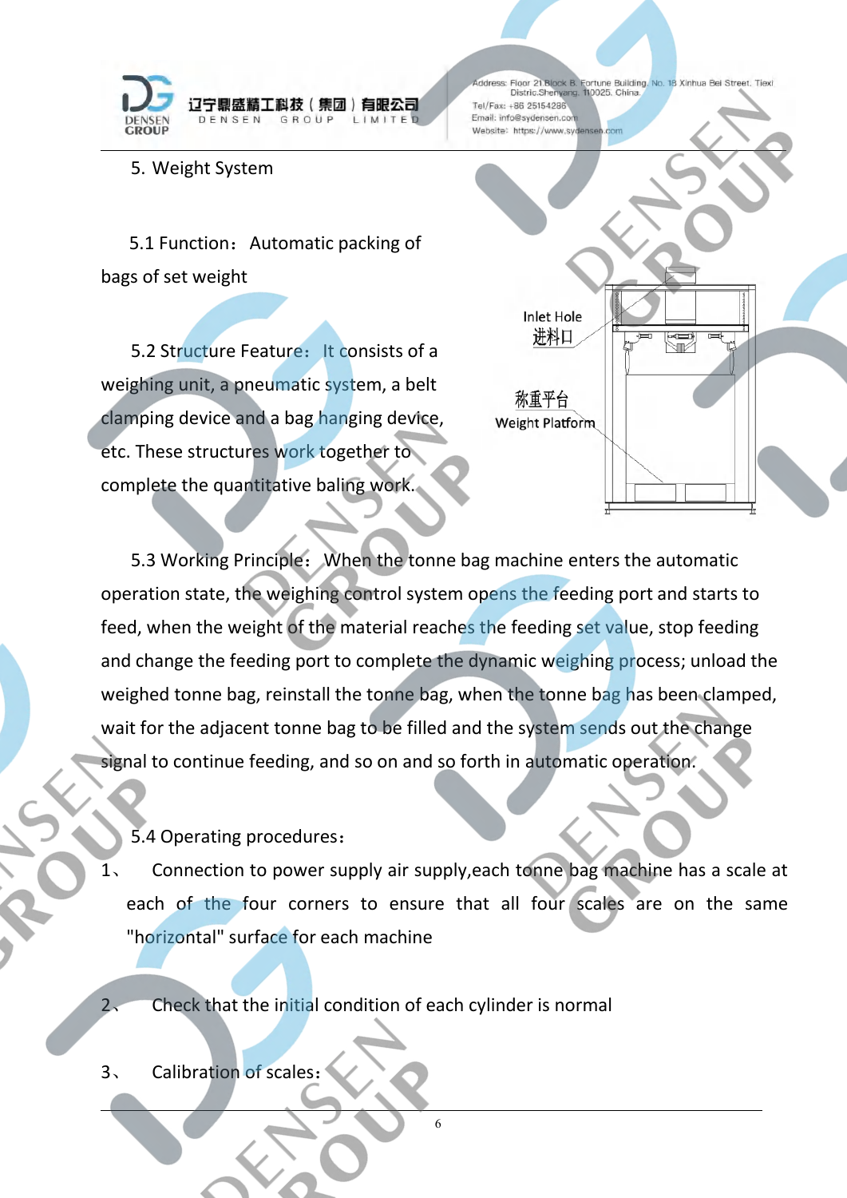5. Weight System

5.1 Function： Automatic packing of bags of set weight

5.2 Structure Feature： It consists of a weighing unit, a pneumatic system, a belt clamping device and a bag hanging device, etc. These structures work together to complete the quantitative baling work.

Inlet Hole
进料口

称重平台
Weight Platform

5.3 Working Principle： When the tonne bag machine enters the automatic operation state, the weighing control system opens the feeding port and starts to feed, when the weight of the material reaches the feeding set value, stop feeding and change the feeding port to complete the dynamic weighing process; unload the weighed tonne bag, reinstall the tonne bag, when the tonne bag has been clamped, wait for the adjacent tonne bag to be filled and the system sends out the change signal to continue feeding, and so on and so forth in automatic operation.

5.4 Operating procedures：

1、 Connection to power supply air supply,each tonne bag machine has a scale at each of the four corners to ensure that all four scales are on the same "horizontal" surface for each machine

2、 Check that the initial condition of each cylinder is normal

3、 Calibration of scales：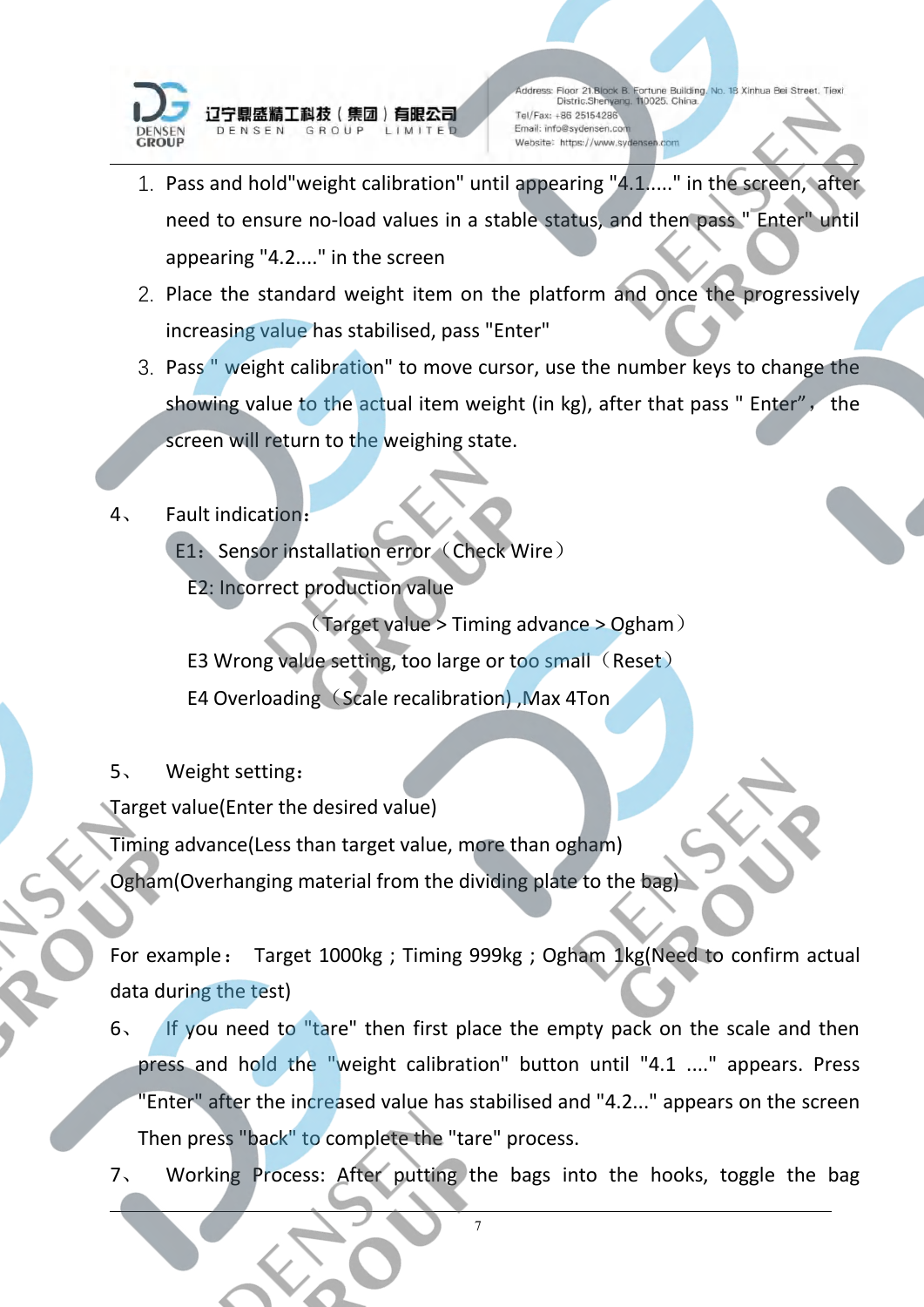1. Pass and hold"weight calibration" until appearing "4.1....." in the screen, after need to ensure no-load values in a stable status, and then pass " Enter" until appearing "4.2...." in the screen
2. Place the standard weight item on the platform and once the progressively increasing value has stabilised, pass "Enter"
3. Pass " weight calibration" to move cursor, use the number keys to change the showing value to the actual item weight (in kg), after that pass " Enter"， the screen will return to the weighing state.

4、 Fault indication：

E1：Sensor installation error（Check Wire）

E2: Incorrect production value

（Target value > Timing advance > Ogham）

E3 Wrong value setting, too large or too small（Reset）

E4 Overloading（Scale recalibration) ,Max 4Ton

5、 Weight setting：

Target value(Enter the desired value)

Timing advance(Less than target value, more than ogham)

Ogham(Overhanging material from the dividing plate to the bag)

For example： Target 1000kg ; Timing 999kg ; Ogham 1kg(Need to confirm actual data during the test)

6、 If you need to "tare" then first place the empty pack on the scale and then press and hold the "weight calibration" button until "4.1 ...." appears. Press "Enter" after the increased value has stabilised and "4.2..." appears on the screen Then press "back" to complete the "tare" process.

7、 Working Process: After putting the bags into the hooks, toggle the bag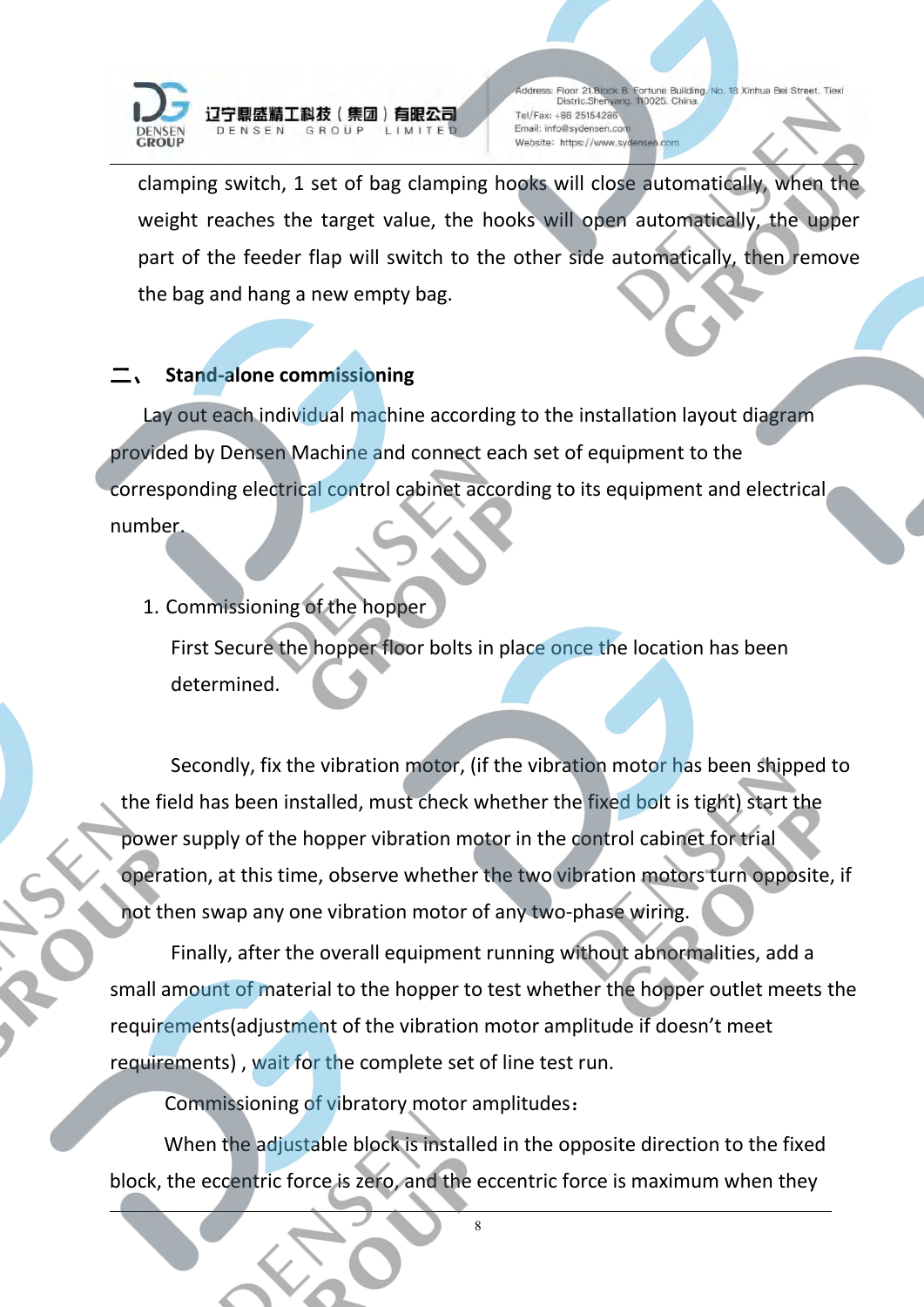clamping switch, 1 set of bag clamping hooks will close automatically, when the weight reaches the target value, the hooks will open automatically, the upper part of the feeder flap will switch to the other side automatically, then remove the bag and hang a new empty bag.

## 二、 Stand-alone commissioning

Lay out each individual machine according to the installation layout diagram provided by Densen Machine and connect each set of equipment to the corresponding electrical control cabinet according to its equipment and electrical number.

1. Commissioning of the hopper

First Secure the hopper floor bolts in place once the location has been determined.

Secondly, fix the vibration motor, (if the vibration motor has been shipped to the field has been installed, must check whether the fixed bolt is tight) start the power supply of the hopper vibration motor in the control cabinet for trial operation, at this time, observe whether the two vibration motors turn opposite, if not then swap any one vibration motor of any two-phase wiring.

Finally, after the overall equipment running without abnormalities, add a small amount of material to the hopper to test whether the hopper outlet meets the requirements(adjustment of the vibration motor amplitude if doesn't meet requirements) , wait for the complete set of line test run.

Commissioning of vibratory motor amplitudes：

When the adjustable block is installed in the opposite direction to the fixed block, the eccentric force is zero, and the eccentric force is maximum when they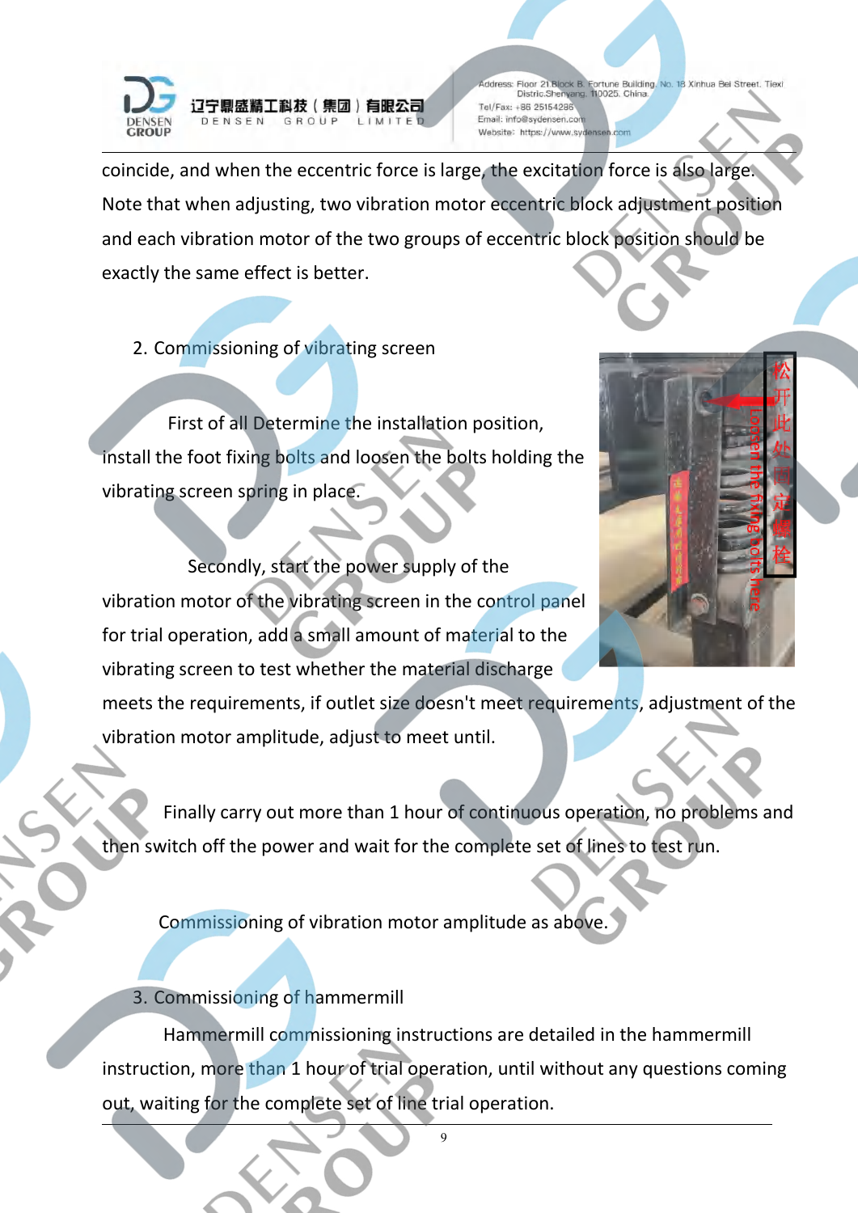coincide, and when the eccentric force is large, the excitation force is also large. Note that when adjusting, two vibration motor eccentric block adjustment position and each vibration motor of the two groups of eccentric block position should be exactly the same effect is better.

2. Commissioning of vibrating screen

First of all Determine the installation position, install the foot fixing bolts and loosen the bolts holding the vibrating screen spring in place.

松开此处固定螺栓

Loosen the fixing bolts here

Secondly, start the power supply of the vibration motor of the vibrating screen in the control panel for trial operation, add a small amount of material to the vibrating screen to test whether the material discharge meets the requirements, if outlet size doesn't meet requirements, adjustment of the vibration motor amplitude, adjust to meet until.

Finally carry out more than 1 hour of continuous operation, no problems and then switch off the power and wait for the complete set of lines to test run.

Commissioning of vibration motor amplitude as above.

3. Commissioning of hammermill

Hammermill commissioning instructions are detailed in the hammermill instruction, more than 1 hour of trial operation, until without any questions coming out, waiting for the complete set of line trial operation.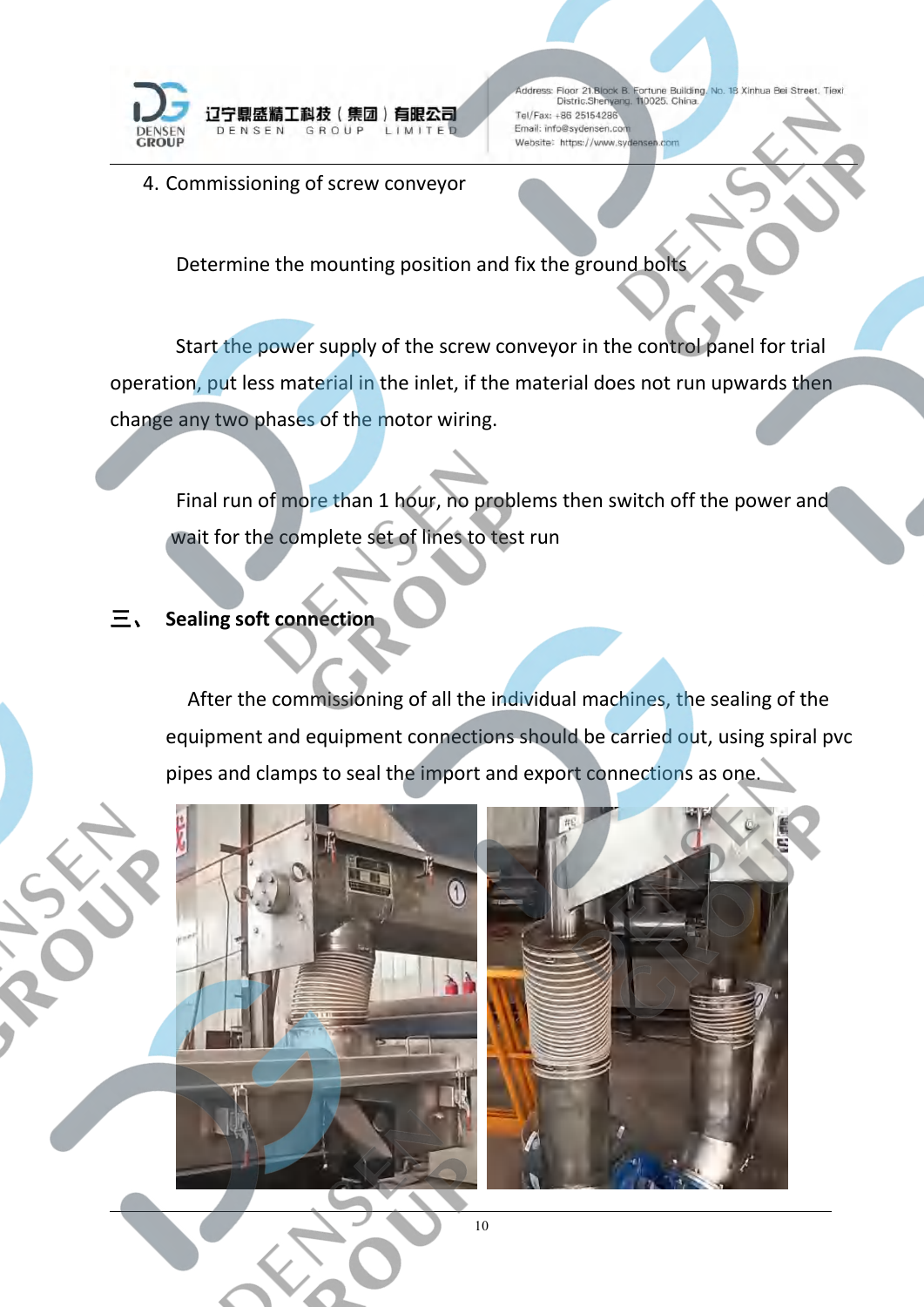4. Commissioning of screw conveyor

Determine the mounting position and fix the ground bolts

Start the power supply of the screw conveyor in the control panel for trial operation, put less material in the inlet, if the material does not run upwards then change any two phases of the motor wiring.

Final run of more than 1 hour, no problems then switch off the power and wait for the complete set of lines to test run

## 三、 Sealing soft connection

After the commissioning of all the individual machines, the sealing of the equipment and equipment connections should be carried out, using spiral pvc pipes and clamps to seal the import and export connections as one.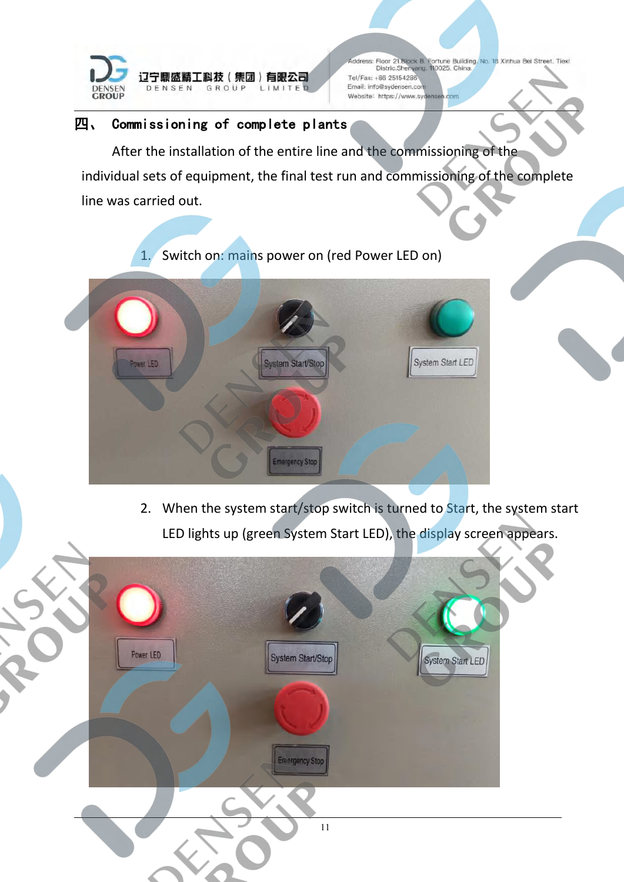# 四、 Commissioning of complete plants

After the installation of the entire line and the commissioning of the individual sets of equipment, the final test run and commissioning of the complete line was carried out.

1. Switch on: mains power on (red Power LED on)

2. When the system start/stop switch is turned to Start, the system start LED lights up (green System Start LED), the display screen appears.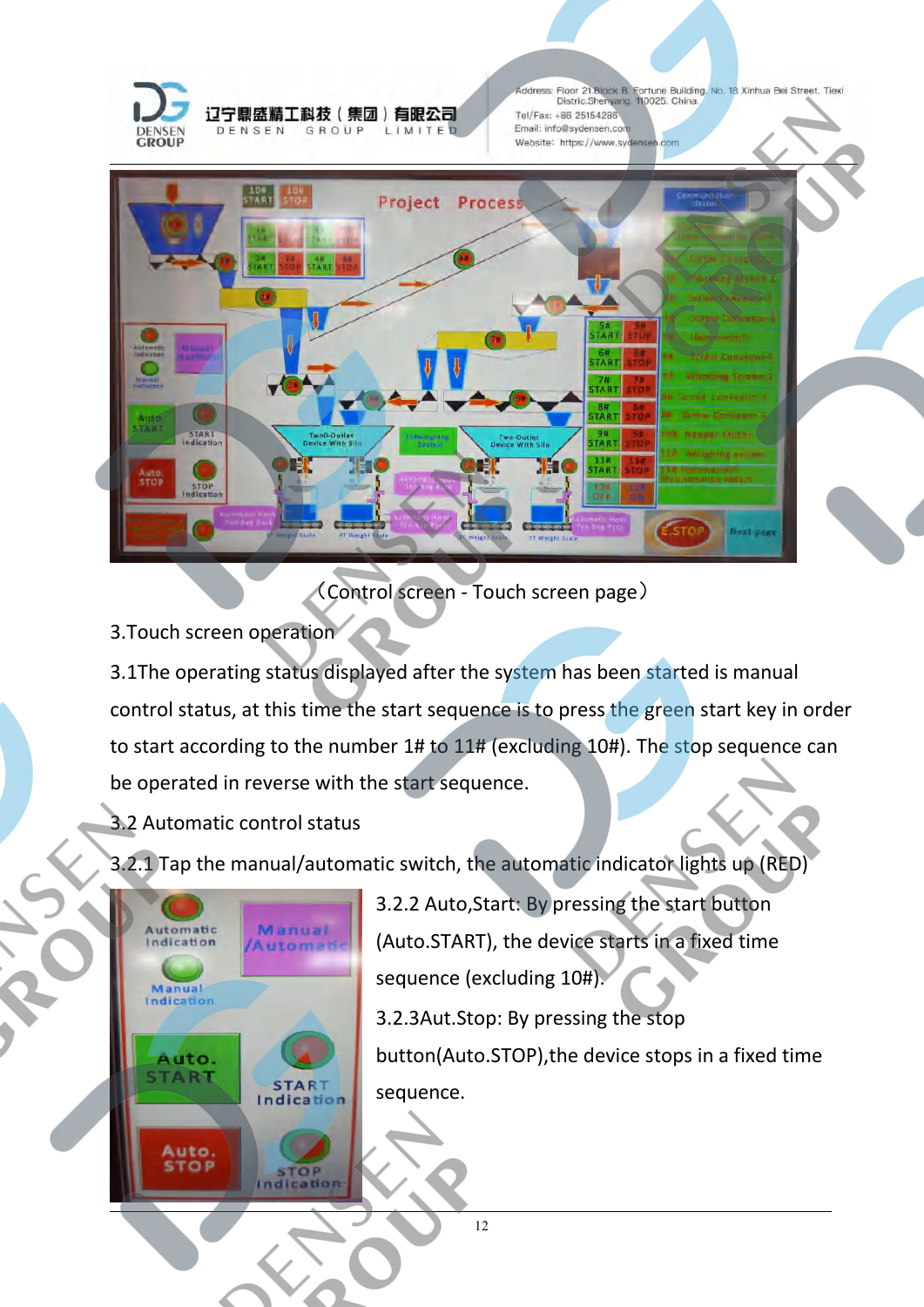（Control screen - Touch screen page）

3.Touch screen operation

3.1The operating status displayed after the system has been started is manual control status, at this time the start sequence is to press the green start key in order to start according to the number 1# to 11# (excluding 10#). The stop sequence can be operated in reverse with the start sequence.

3.2 Automatic control status

3.2.1 Tap the manual/automatic switch, the automatic indicator lights up (RED)

3.2.2 Auto,Start: By pressing the start button (Auto.START), the device starts in a fixed time sequence (excluding 10#).

3.2.3Aut.Stop: By pressing the stop button(Auto.STOP),the device stops in a fixed time sequence.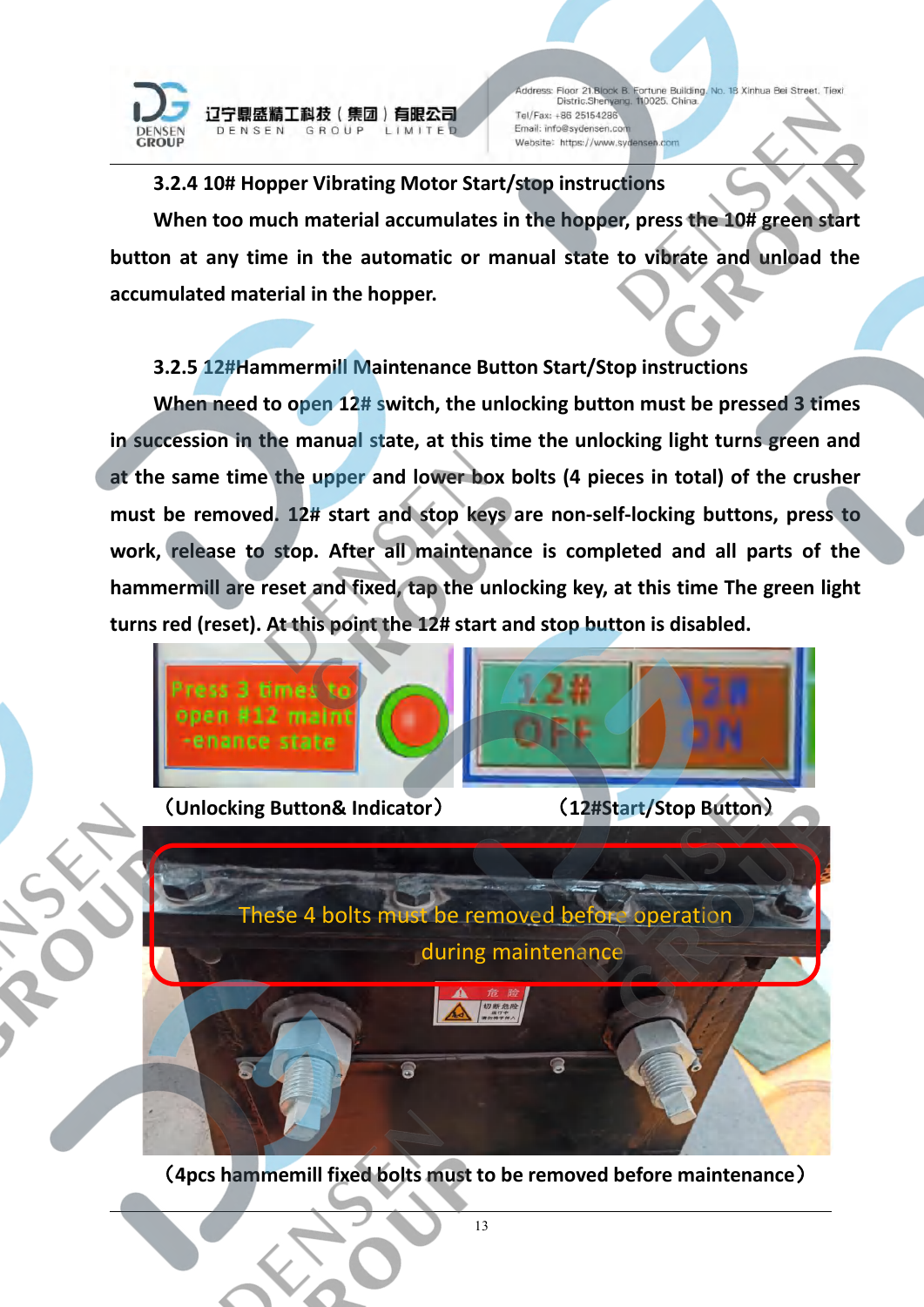### 3.2.4 10# Hopper Vibrating Motor Start/stop instructions

**When too much material accumulates in the hopper, press the 10# green start button at any time in the automatic or manual state to vibrate and unload the accumulated material in the hopper.**

### 3.2.5 12#Hammermill Maintenance Button Start/Stop instructions

**When need to open 12# switch, the unlocking button must be pressed 3 times in succession in the manual state, at this time the unlocking light turns green and at the same time the upper and lower box bolts (4 pieces in total) of the crusher must be removed. 12# start and stop keys are non-self-locking buttons, press to work, release to stop. After all maintenance is completed and all parts of the hammermill are reset and fixed, tap the unlocking key, at this time The green light turns red (reset). At this point the 12# start and stop button is disabled.**

**（Unlocking Button& Indicator）** **（12#Start/Stop Button）**

These 4 bolts must be removed before operation during maintenance

**（4pcs hammemill fixed bolts must to be removed before maintenance）**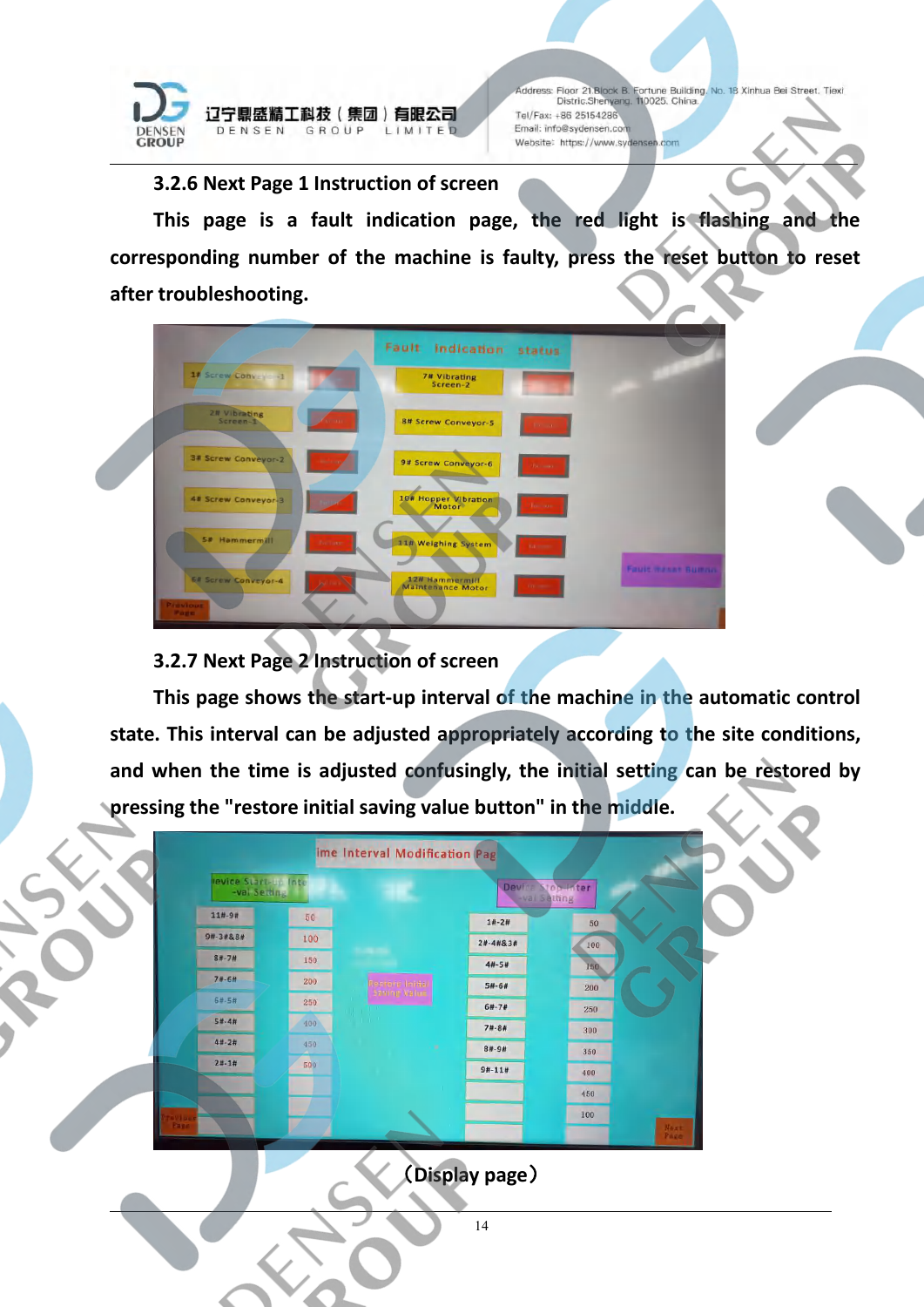### 3.2.6 Next Page 1 Instruction of screen

This page is a fault indication page, the red light is flashing and the corresponding number of the machine is faulty, press the reset button to reset after troubleshooting.

### 3.2.7 Next Page 2 Instruction of screen

This page shows the start-up interval of the machine in the automatic control state. This interval can be adjusted appropriately according to the site conditions, and when the time is adjusted confusingly, the initial setting can be restored by pressing the "restore initial saving value button" in the middle.

（Display page）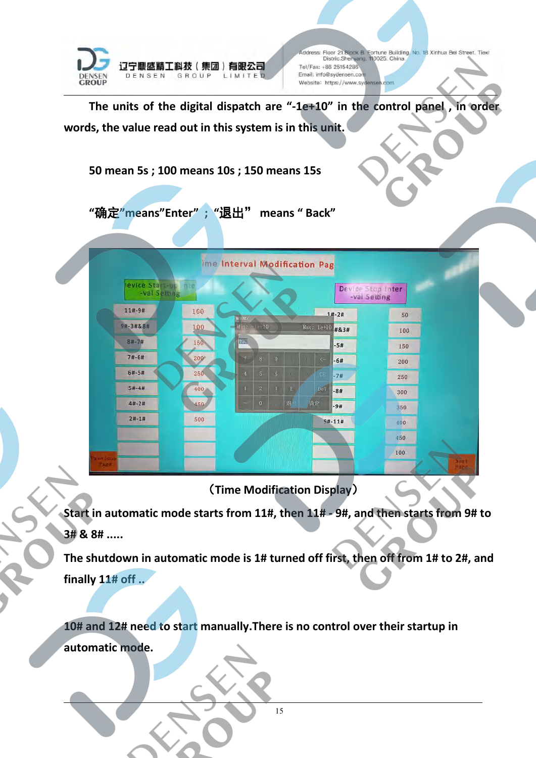The units of the digital dispatch are “-1e+10” in the control panel , in order words, the value read out in this system is in this unit.

50 mean 5s ; 100 means 10s ; 150 means 15s

“确定”means”Enter” ; “退出” means “ Back”

（Time Modification Display）

Start in automatic mode starts from 11#, then 11# - 9#, and then starts from 9# to 3# & 8# .....

The shutdown in automatic mode is 1# turned off first, then off from 1# to 2#, and finally 11# off ..

10# and 12# need to start manually.There is no control over their startup in automatic mode.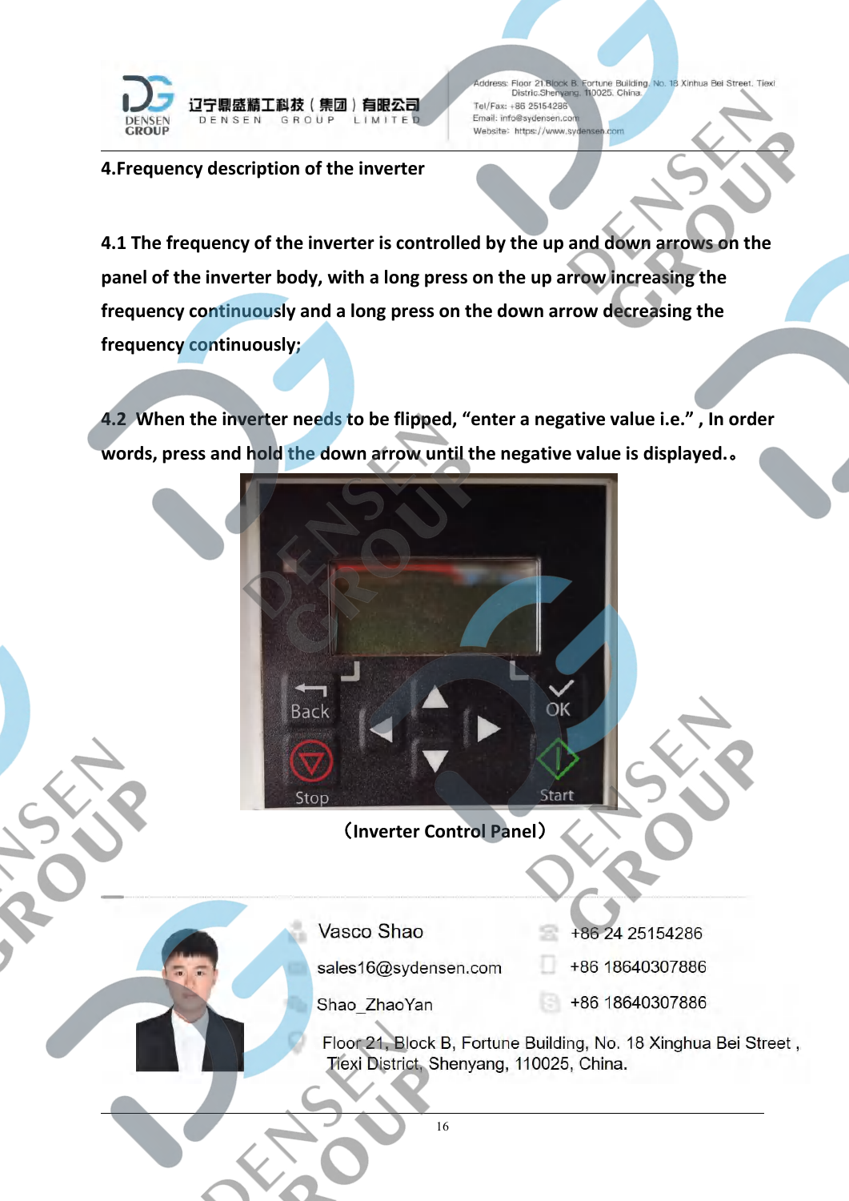## 4.Frequency description of the inverter

**4.1 The frequency of the inverter is controlled by the up and down arrows on the panel of the inverter body, with a long press on the up arrow increasing the frequency continuously and a long press on the down arrow decreasing the frequency continuously;**

**4.2 When the inverter needs to be flipped, "enter a negative value i.e." , In order words, press and hold the down arrow until the negative value is displayed.。**

Back

OK

Stop

Start

**（Inverter Control Panel）**

Vasco Shao

sales16@sydensen.com

Shao_ZhaoYan

+86 24 25154286

+86 18640307886

+86 18640307886

Floor 21, Block B, Fortune Building, No. 18 Xinghua Bei Street , Tiexi District, Shenyang, 110025, China.